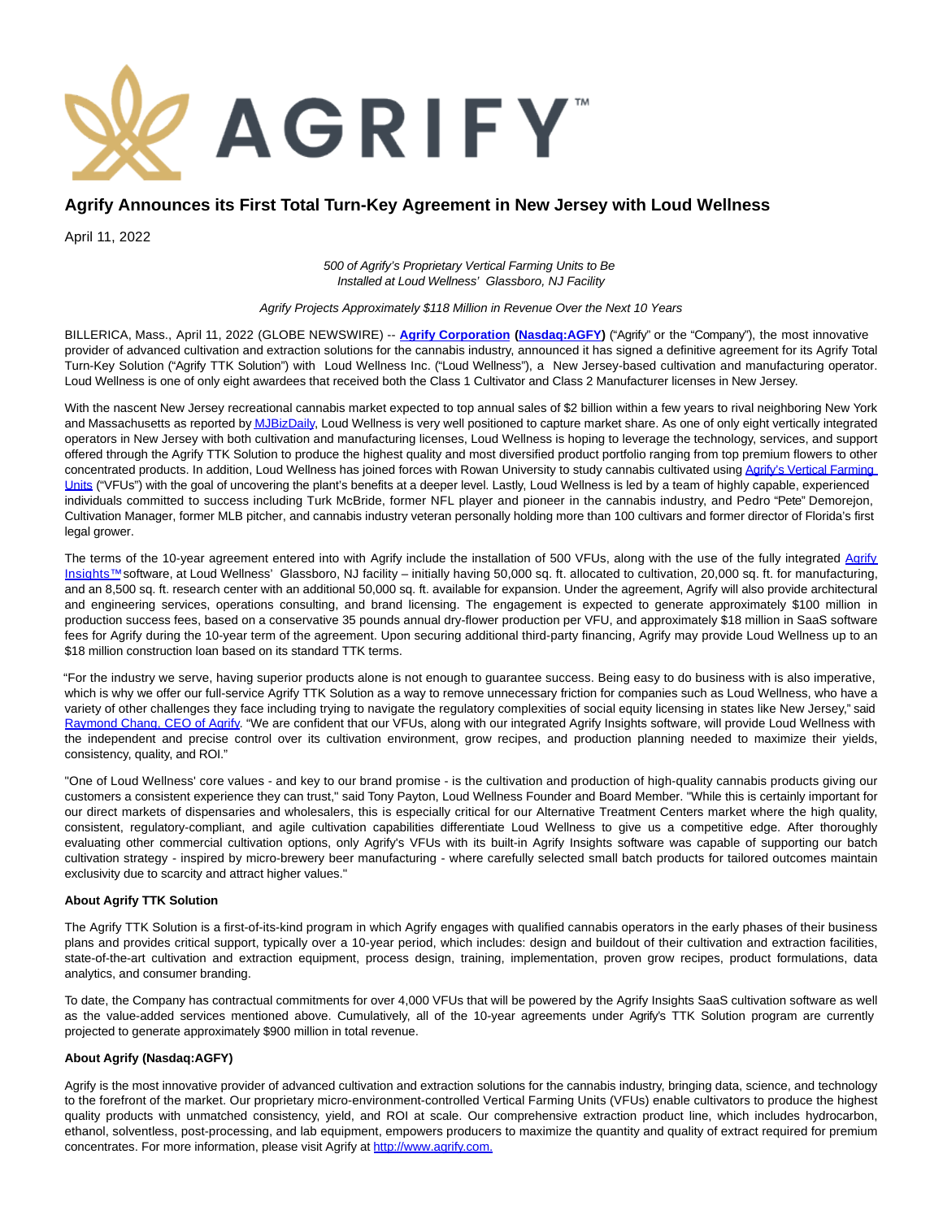# Agrify Announces its First Total Turn-Key Agreement in New Jersey with Loud Wellness

April 11, 2022

*500 of Agrify's Proprietary Vertical Farming Units to Be Installed at Loud Wellness' Glassboro, NJ Facility*

*Agrify Projects Approximately $118 Million in Revenue Over the Next 10 Years*

BILLERICA, Mass., April 11, 2022 (GLOBE NEWSWIRE) -- **Agrify Corporation (Nasdaq:AGFY)** ("Agrify" or the "Company"), the most innovative provider of advanced cultivation and extraction solutions for the cannabis industry, announced it has signed a definitive agreement for its Agrify Total Turn-Key Solution ("Agrify TTK Solution") with Loud Wellness Inc. ("Loud Wellness"), a New Jersey-based cultivation and manufacturing operator. Loud Wellness is one of only eight awardees that received both the Class 1 Cultivator and Class 2 Manufacturer licenses in New Jersey.

With the nascent New Jersey recreational cannabis market expected to top annual sales of $2 billion within a few years to rival neighboring New York and Massachusetts as reported by MJBizDaily, Loud Wellness is very well positioned to capture market share. As one of only eight vertically integrated operators in New Jersey with both cultivation and manufacturing licenses, Loud Wellness is hoping to leverage the technology, services, and support offered through the Agrify TTK Solution to produce the highest quality and most diversified product portfolio ranging from top premium flowers to other concentrated products. In addition, Loud Wellness has joined forces with Rowan University to study cannabis cultivated using Agrify's Vertical Farming Units ("VFUs") with the goal of uncovering the plant's benefits at a deeper level. Lastly, Loud Wellness is led by a team of highly capable, experienced individuals committed to success including Turk McBride, former NFL player and pioneer in the cannabis industry, and Pedro "Pete" Demorejon, Cultivation Manager, former MLB pitcher, and cannabis industry veteran personally holding more than 100 cultivars and former director of Florida's first legal grower.

The terms of the 10-year agreement entered into with Agrify include the installation of 500 VFUs, along with the use of the fully integrated Agrify Insights™ software, at Loud Wellness' Glassboro, NJ facility – initially having 50,000 sq. ft. allocated to cultivation, 20,000 sq. ft. for manufacturing, and an 8,500 sq. ft. research center with an additional 50,000 sq. ft. available for expansion. Under the agreement, Agrify will also provide architectural and engineering services, operations consulting, and brand licensing. The engagement is expected to generate approximately $100 million in production success fees, based on a conservative 35 pounds annual dry-flower production per VFU, and approximately $18 million in SaaS software fees for Agrify during the 10-year term of the agreement. Upon securing additional third-party financing, Agrify may provide Loud Wellness up to an $18 million construction loan based on its standard TTK terms.

"For the industry we serve, having superior products alone is not enough to guarantee success. Being easy to do business with is also imperative, which is why we offer our full-service Agrify TTK Solution as a way to remove unnecessary friction for companies such as Loud Wellness, who have a variety of other challenges they face including trying to navigate the regulatory complexities of social equity licensing in states like New Jersey," said Raymond Chang, CEO of Agrify. "We are confident that our VFUs, along with our integrated Agrify Insights software, will provide Loud Wellness with the independent and precise control over its cultivation environment, grow recipes, and production planning needed to maximize their yields, consistency, quality, and ROI."

"One of Loud Wellness' core values - and key to our brand promise - is the cultivation and production of high-quality cannabis products giving our customers a consistent experience they can trust," said Tony Payton, Loud Wellness Founder and Board Member. "While this is certainly important for our direct markets of dispensaries and wholesalers, this is especially critical for our Alternative Treatment Centers market where the high quality, consistent, regulatory-compliant, and agile cultivation capabilities differentiate Loud Wellness to give us a competitive edge. After thoroughly evaluating other commercial cultivation options, only Agrify's VFUs with its built-in Agrify Insights software was capable of supporting our batch cultivation strategy - inspired by micro-brewery beer manufacturing - where carefully selected small batch products for tailored outcomes maintain exclusivity due to scarcity and attract higher values."

**About Agrify TTK Solution**

The Agrify TTK Solution is a first-of-its-kind program in which Agrify engages with qualified cannabis operators in the early phases of their business plans and provides critical support, typically over a 10-year period, which includes: design and buildout of their cultivation and extraction facilities, state-of-the-art cultivation and extraction equipment, process design, training, implementation, proven grow recipes, product formulations, data analytics, and consumer branding.

To date, the Company has contractual commitments for over 4,000 VFUs that will be powered by the Agrify Insights SaaS cultivation software as well as the value-added services mentioned above. Cumulatively, all of the 10-year agreements under Agrify's TTK Solution program are currently projected to generate approximately $900 million in total revenue.

**About Agrify (Nasdaq:AGFY)**

Agrify is the most innovative provider of advanced cultivation and extraction solutions for the cannabis industry, bringing data, science, and technology to the forefront of the market. Our proprietary micro-environment-controlled Vertical Farming Units (VFUs) enable cultivators to produce the highest quality products with unmatched consistency, yield, and ROI at scale. Our comprehensive extraction product line, which includes hydrocarbon, ethanol, solventless, post-processing, and lab equipment, empowers producers to maximize the quantity and quality of extract required for premium concentrates. For more information, please visit Agrify at http://www.agrify.com.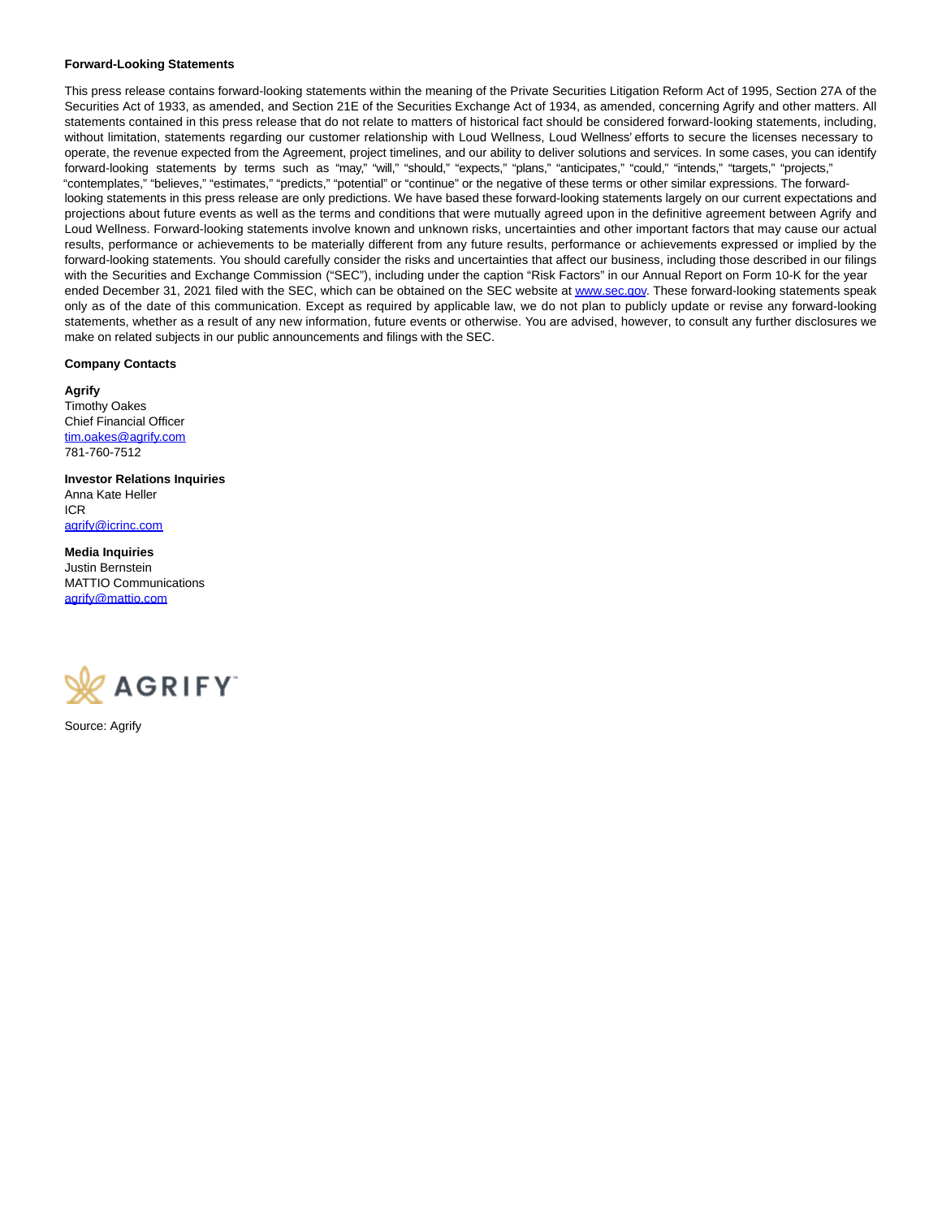**Forward-Looking Statements**

This press release contains forward-looking statements within the meaning of the Private Securities Litigation Reform Act of 1995, Section 27A of the Securities Act of 1933, as amended, and Section 21E of the Securities Exchange Act of 1934, as amended, concerning Agrify and other matters. All statements contained in this press release that do not relate to matters of historical fact should be considered forward-looking statements, including, without limitation, statements regarding our customer relationship with Loud Wellness, Loud Wellness' efforts to secure the licenses necessary to operate, the revenue expected from the Agreement, project timelines, and our ability to deliver solutions and services. In some cases, you can identify forward-looking statements by terms such as "may," "will," "should," "expects," "plans," "anticipates," "could," "intends," "targets," "projects," "contemplates," "believes," "estimates," "predicts," "potential" or "continue" or the negative of these terms or other similar expressions. The forward-looking statements in this press release are only predictions. We have based these forward-looking statements largely on our current expectations and projections about future events as well as the terms and conditions that were mutually agreed upon in the definitive agreement between Agrify and Loud Wellness. Forward-looking statements involve known and unknown risks, uncertainties and other important factors that may cause our actual results, performance or achievements to be materially different from any future results, performance or achievements expressed or implied by the forward-looking statements. You should carefully consider the risks and uncertainties that affect our business, including those described in our filings with the Securities and Exchange Commission ("SEC"), including under the caption "Risk Factors" in our Annual Report on Form 10-K for the year ended December 31, 2021 filed with the SEC, which can be obtained on the SEC website at www.sec.gov. These forward-looking statements speak only as of the date of this communication. Except as required by applicable law, we do not plan to publicly update or revise any forward-looking statements, whether as a result of any new information, future events or otherwise. You are advised, however, to consult any further disclosures we make on related subjects in our public announcements and filings with the SEC.

**Company Contacts**

**Agrify**
Timothy Oakes
Chief Financial Officer
tim.oakes@agrify.com
781-760-7512

**Investor Relations Inquiries**
Anna Kate Heller
ICR
agrify@icrinc.com

**Media Inquiries**
Justin Bernstein
MATTIO Communications
agrify@mattio.com

AGRIFY™

Source: Agrify